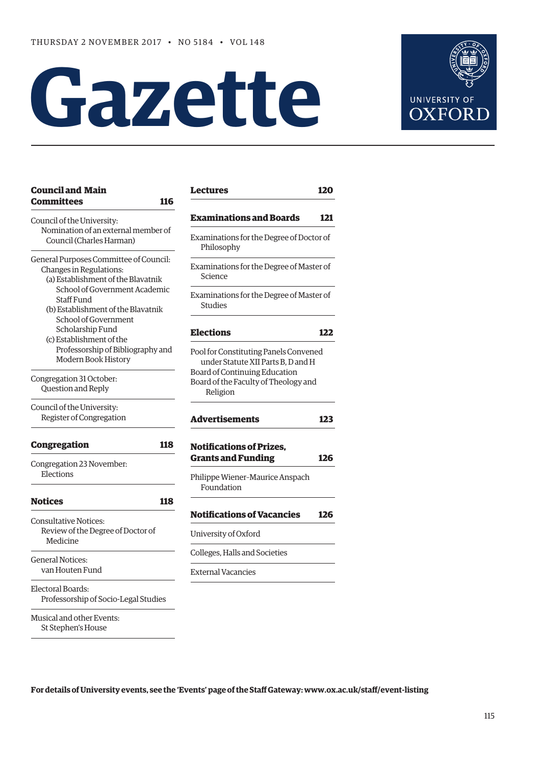THURSDAY 2 NOVEMBER 2017 • NO 5184 • VOL 148

# Gazette

UNIVERSITY OF OXFORD

**Council and Main Committees** **116**

Council of the University:
Nomination of an external member of Council (Charles Harman)

General Purposes Committee of Council:
Changes in Regulations:
(a) Establishment of the Blavatnik School of Government Academic Staff Fund
(b) Establishment of the Blavatnik School of Government Scholarship Fund
(c) Establishment of the Professorship of Bibliography and Modern Book History

Congregation 31 October:
Question and Reply

Council of the University:
Register of Congregation

**Congregation** **118**

Congregation 23 November:
Elections

**Notices** **118**

Consultative Notices:
Review of the Degree of Doctor of Medicine

General Notices:
van Houten Fund

Electoral Boards:
Professorship of Socio-Legal Studies

Musical and other Events:
St Stephen's House

**Lectures** **120**

**Examinations and Boards** **121**

Examinations for the Degree of Doctor of Philosophy

Examinations for the Degree of Master of Science

Examinations for the Degree of Master of Studies

**Elections** **122**

Pool for Constituting Panels Convened under Statute XII Parts B, D and H
Board of Continuing Education
Board of the Faculty of Theology and Religion

**Advertisements** **123**

**Notifications of Prizes, Grants and Funding** **126**

Philippe Wiener–Maurice Anspach Foundation

**Notifications of Vacancies** **126**

University of Oxford

Colleges, Halls and Societies

External Vacancies

**For details of University events, see the 'Events' page of the Staff Gateway: www.ox.ac.uk/staff/event-listing**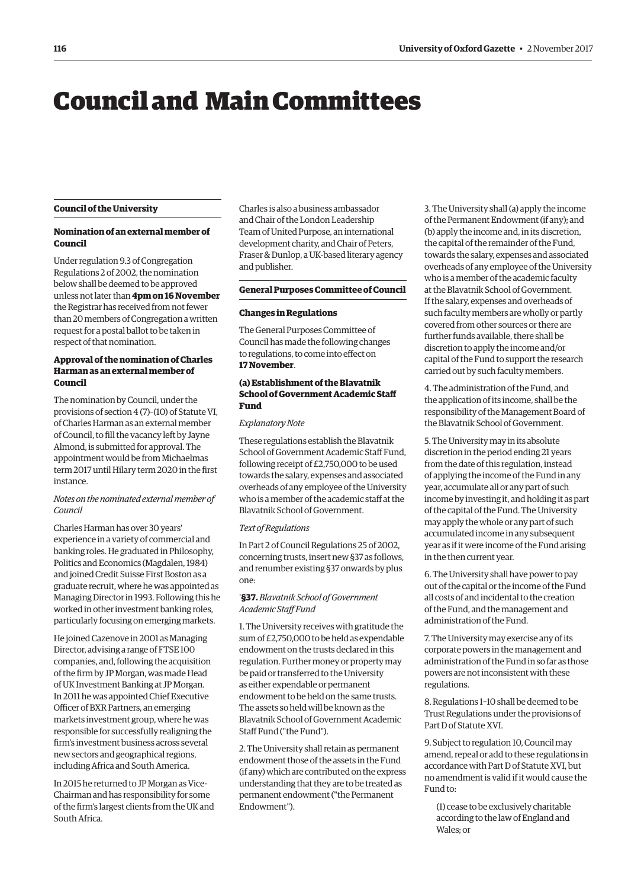# Council and Main Committees

## Council of the University

### Nomination of an external member of Council

Under regulation 9.3 of Congregation Regulations 2 of 2002, the nomination below shall be deemed to be approved unless not later than **4pm on 16 November** the Registrar has received from not fewer than 20 members of Congregation a written request for a postal ballot to be taken in respect of that nomination.

### Approval of the nomination of Charles Harman as an external member of Council

The nomination by Council, under the provisions of section 4 (7)–(10) of Statute VI, of Charles Harman as an external member of Council, to fill the vacancy left by Jayne Almond, is submitted for approval. The appointment would be from Michaelmas term 2017 until Hilary term 2020 in the first instance.

*Notes on the nominated external member of Council*

Charles Harman has over 30 years' experience in a variety of commercial and banking roles. He graduated in Philosophy, Politics and Economics (Magdalen, 1984) and joined Credit Suisse First Boston as a graduate recruit, where he was appointed as Managing Director in 1993. Following this he worked in other investment banking roles, particularly focusing on emerging markets.

He joined Cazenove in 2001 as Managing Director, advising a range of FTSE 100 companies, and, following the acquisition of the firm by JP Morgan, was made Head of UK Investment Banking at JP Morgan. In 2011 he was appointed Chief Executive Officer of BXR Partners, an emerging markets investment group, where he was responsible for successfully realigning the firm's investment business across several new sectors and geographical regions, including Africa and South America.

In 2015 he returned to JP Morgan as Vice-Chairman and has responsibility for some of the firm's largest clients from the UK and South Africa.

Charles is also a business ambassador and Chair of the London Leadership Team of United Purpose, an international development charity, and Chair of Peters, Fraser & Dunlop, a UK-based literary agency and publisher.

## General Purposes Committee of Council

### Changes in Regulations

The General Purposes Committee of Council has made the following changes to regulations, to come into effect on **17 November**.

### (a) Establishment of the Blavatnik School of Government Academic Staff Fund

*Explanatory Note*

These regulations establish the Blavatnik School of Government Academic Staff Fund, following receipt of £2,750,000 to be used towards the salary, expenses and associated overheads of any employee of the University who is a member of the academic staff at the Blavatnik School of Government.

*Text of Regulations*

In Part 2 of Council Regulations 25 of 2002, concerning trusts, insert new §37 as follows, and renumber existing §37 onwards by plus one:

'**§37.** *Blavatnik School of Government Academic Staff Fund*

1. The University receives with gratitude the sum of £2,750,000 to be held as expendable endowment on the trusts declared in this regulation. Further money or property may be paid or transferred to the University as either expendable or permanent endowment to be held on the same trusts. The assets so held will be known as the Blavatnik School of Government Academic Staff Fund ("the Fund").

2. The University shall retain as permanent endowment those of the assets in the Fund (if any) which are contributed on the express understanding that they are to be treated as permanent endowment ("the Permanent Endowment").

3. The University shall (a) apply the income of the Permanent Endowment (if any); and (b) apply the income and, in its discretion, the capital of the remainder of the Fund, towards the salary, expenses and associated overheads of any employee of the University who is a member of the academic faculty at the Blavatnik School of Government. If the salary, expenses and overheads of such faculty members are wholly or partly covered from other sources or there are further funds available, there shall be discretion to apply the income and/or capital of the Fund to support the research carried out by such faculty members.

4. The administration of the Fund, and the application of its income, shall be the responsibility of the Management Board of the Blavatnik School of Government.

5. The University may in its absolute discretion in the period ending 21 years from the date of this regulation, instead of applying the income of the Fund in any year, accumulate all or any part of such income by investing it, and holding it as part of the capital of the Fund. The University may apply the whole or any part of such accumulated income in any subsequent year as if it were income of the Fund arising in the then current year.

6. The University shall have power to pay out of the capital or the income of the Fund all costs of and incidental to the creation of the Fund, and the management and administration of the Fund.

7. The University may exercise any of its corporate powers in the management and administration of the Fund in so far as those powers are not inconsistent with these regulations.

8. Regulations 1–10 shall be deemed to be Trust Regulations under the provisions of Part D of Statute XVI.

9. Subject to regulation 10, Council may amend, repeal or add to these regulations in accordance with Part D of Statute XVI, but no amendment is valid if it would cause the Fund to:

(1) cease to be exclusively charitable according to the law of England and Wales; or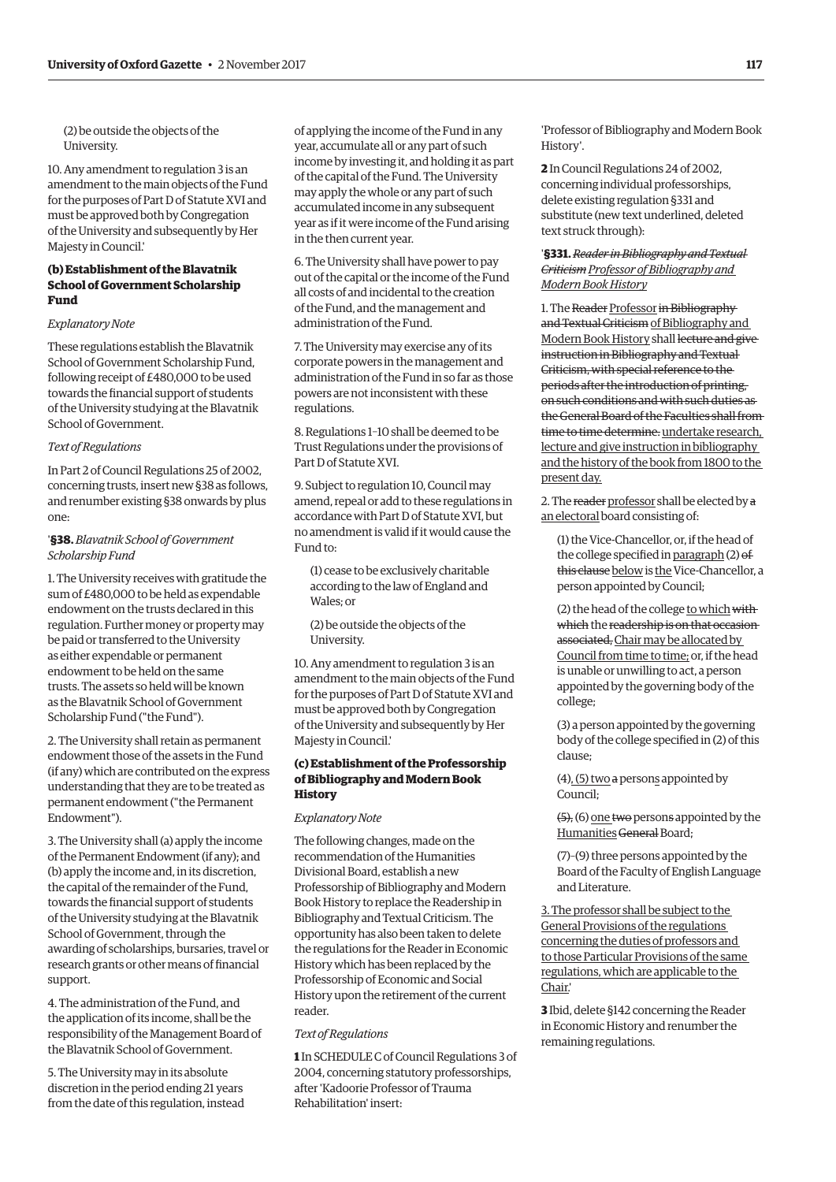(2) be outside the objects of the University.

10. Any amendment to regulation 3 is an amendment to the main objects of the Fund for the purposes of Part D of Statute XVI and must be approved both by Congregation of the University and subsequently by Her Majesty in Council.'

### (b) Establishment of the Blavatnik School of Government Scholarship Fund

*Explanatory Note*

These regulations establish the Blavatnik School of Government Scholarship Fund, following receipt of £480,000 to be used towards the financial support of students of the University studying at the Blavatnik School of Government.

*Text of Regulations*

In Part 2 of Council Regulations 25 of 2002, concerning trusts, insert new §38 as follows, and renumber existing §38 onwards by plus one:

'**§38.** *Blavatnik School of Government Scholarship Fund*

1. The University receives with gratitude the sum of £480,000 to be held as expendable endowment on the trusts declared in this regulation. Further money or property may be paid or transferred to the University as either expendable or permanent endowment to be held on the same trusts. The assets so held will be known as the Blavatnik School of Government Scholarship Fund ("the Fund").

2. The University shall retain as permanent endowment those of the assets in the Fund (if any) which are contributed on the express understanding that they are to be treated as permanent endowment ("the Permanent Endowment").

3. The University shall (a) apply the income of the Permanent Endowment (if any); and (b) apply the income and, in its discretion, the capital of the remainder of the Fund, towards the financial support of students of the University studying at the Blavatnik School of Government, through the awarding of scholarships, bursaries, travel or research grants or other means of financial support.

4. The administration of the Fund, and the application of its income, shall be the responsibility of the Management Board of the Blavatnik School of Government.

5. The University may in its absolute discretion in the period ending 21 years from the date of this regulation, instead of applying the income of the Fund in any year, accumulate all or any part of such income by investing it, and holding it as part of the capital of the Fund. The University may apply the whole or any part of such accumulated income in any subsequent year as if it were income of the Fund arising in the then current year.

6. The University shall have power to pay out of the capital or the income of the Fund all costs of and incidental to the creation of the Fund, and the management and administration of the Fund.

7. The University may exercise any of its corporate powers in the management and administration of the Fund in so far as those powers are not inconsistent with these regulations.

8. Regulations 1–10 shall be deemed to be Trust Regulations under the provisions of Part D of Statute XVI.

9. Subject to regulation 10, Council may amend, repeal or add to these regulations in accordance with Part D of Statute XVI, but no amendment is valid if it would cause the Fund to:

(1) cease to be exclusively charitable according to the law of England and Wales; or

(2) be outside the objects of the University.

10. Any amendment to regulation 3 is an amendment to the main objects of the Fund for the purposes of Part D of Statute XVI and must be approved both by Congregation of the University and subsequently by Her Majesty in Council.'

### (c) Establishment of the Professorship of Bibliography and Modern Book History

*Explanatory Note*

The following changes, made on the recommendation of the Humanities Divisional Board, establish a new Professorship of Bibliography and Modern Book History to replace the Readership in Bibliography and Textual Criticism. The opportunity has also been taken to delete the regulations for the Reader in Economic History which has been replaced by the Professorship of Economic and Social History upon the retirement of the current reader.

*Text of Regulations*

**1** In SCHEDULE C of Council Regulations 3 of 2004, concerning statutory professorships, after 'Kadoorie Professor of Trauma Rehabilitation' insert:

'Professor of Bibliography and Modern Book History'.

**2** In Council Regulations 24 of 2002, concerning individual professorships, delete existing regulation §331 and substitute (new text underlined, deleted text struck through):

'**§331.** *~~Reader in Bibliography and Textual Criticism~~ <u>Professor of Bibliography and Modern Book History</u>*

1. The ~~Reader~~ <u>Professor</u> ~~in Bibliography and Textual Criticism~~ <u>of Bibliography and Modern Book History</u> shall ~~lecture and give instruction in Bibliography and Textual Criticism, with special reference to the periods after the introduction of printing, on such conditions and with such duties as the General Board of the Faculties shall from time to time determine.~~ <u>undertake research, lecture and give instruction in bibliography and the history of the book from 1800 to the present day.</u>

2. The ~~reader~~ <u>professor</u> shall be elected by ~~a~~ <u>an electoral</u> board consisting of:

(1) the Vice-Chancellor, or, if the head of the college specified in <u>paragraph</u> (2) ~~of this clause~~ <u>below</u> is <u>the</u> Vice-Chancellor, a person appointed by Council;

(2) the head of the college <u>to which</u> ~~with which~~ the ~~readership is on that occasion associated,~~ <u>Chair may be allocated by Council from time to time;</u> or, if the head is unable or unwilling to act, a person appointed by the governing body of the college;

(3) a person appointed by the governing body of the college specified in (2) of this clause;

(4)<u>, (5) two</u> ~~a~~ person<u>s</u> appointed by Council;

~~(5),~~ (6) <u>one</u> ~~two~~ person~~s~~ appointed by the <u>Humanities</u> ~~General~~ Board;

(7)–(9) three persons appointed by the Board of the Faculty of English Language and Literature.

<u>3. The professor shall be subject to the General Provisions of the regulations concerning the duties of professors and to those Particular Provisions of the same regulations, which are applicable to the Chair.</u>'

**3** Ibid, delete §142 concerning the Reader in Economic History and renumber the remaining regulations.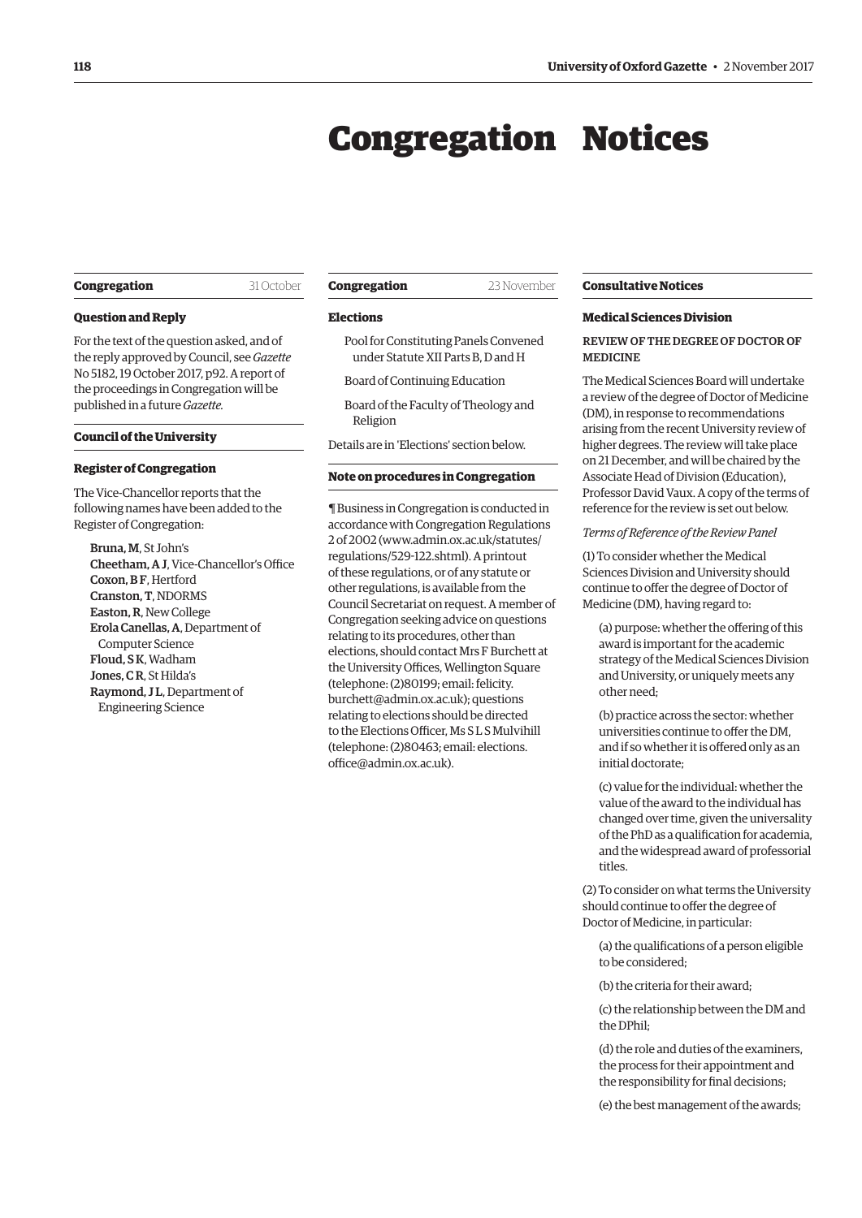# Congregation Notices

**Congregation** 31 October

**Question and Reply**

For the text of the question asked, and of the reply approved by Council, see *Gazette* No 5182, 19 October 2017, p92. A report of the proceedings in Congregation will be published in a future *Gazette*.

**Council of the University**

**Register of Congregation**

The Vice-Chancellor reports that the following names have been added to the Register of Congregation:

**Bruna, M**, St John's
**Cheetham, A J**, Vice-Chancellor's Office
**Coxon, B F**, Hertford
**Cranston, T**, NDORMS
**Easton, R**, New College
**Erola Canellas, A**, Department of Computer Science
**Floud, S K**, Wadham
**Jones, C R**, St Hilda's
**Raymond, J L**, Department of Engineering Science

**Congregation** 23 November

**Elections**

Pool for Constituting Panels Convened under Statute XII Parts B, D and H

Board of Continuing Education

Board of the Faculty of Theology and Religion

Details are in 'Elections' section below.

**Note on procedures in Congregation**

¶ Business in Congregation is conducted in accordance with Congregation Regulations 2 of 2002 (www.admin.ox.ac.uk/statutes/regulations/529-122.shtml). A printout of these regulations, or of any statute or other regulations, is available from the Council Secretariat on request. A member of Congregation seeking advice on questions relating to its procedures, other than elections, should contact Mrs F Burchett at the University Offices, Wellington Square (telephone: (2)80199; email: felicity.burchett@admin.ox.ac.uk); questions relating to elections should be directed to the Elections Officer, Ms S L S Mulvihill (telephone: (2)80463; email: elections.office@admin.ox.ac.uk).

**Consultative Notices**

**Medical Sciences Division**

REVIEW OF THE DEGREE OF DOCTOR OF MEDICINE

The Medical Sciences Board will undertake a review of the degree of Doctor of Medicine (DM), in response to recommendations arising from the recent University review of higher degrees. The review will take place on 21 December, and will be chaired by the Associate Head of Division (Education), Professor David Vaux. A copy of the terms of reference for the review is set out below.

*Terms of Reference of the Review Panel*

(1) To consider whether the Medical Sciences Division and University should continue to offer the degree of Doctor of Medicine (DM), having regard to:

(a) purpose: whether the offering of this award is important for the academic strategy of the Medical Sciences Division and University, or uniquely meets any other need;

(b) practice across the sector: whether universities continue to offer the DM, and if so whether it is offered only as an initial doctorate;

(c) value for the individual: whether the value of the award to the individual has changed over time, given the universality of the PhD as a qualification for academia, and the widespread award of professorial titles.

(2) To consider on what terms the University should continue to offer the degree of Doctor of Medicine, in particular:

(a) the qualifications of a person eligible to be considered;

(b) the criteria for their award;

(c) the relationship between the DM and the DPhil;

(d) the role and duties of the examiners, the process for their appointment and the responsibility for final decisions;

(e) the best management of the awards;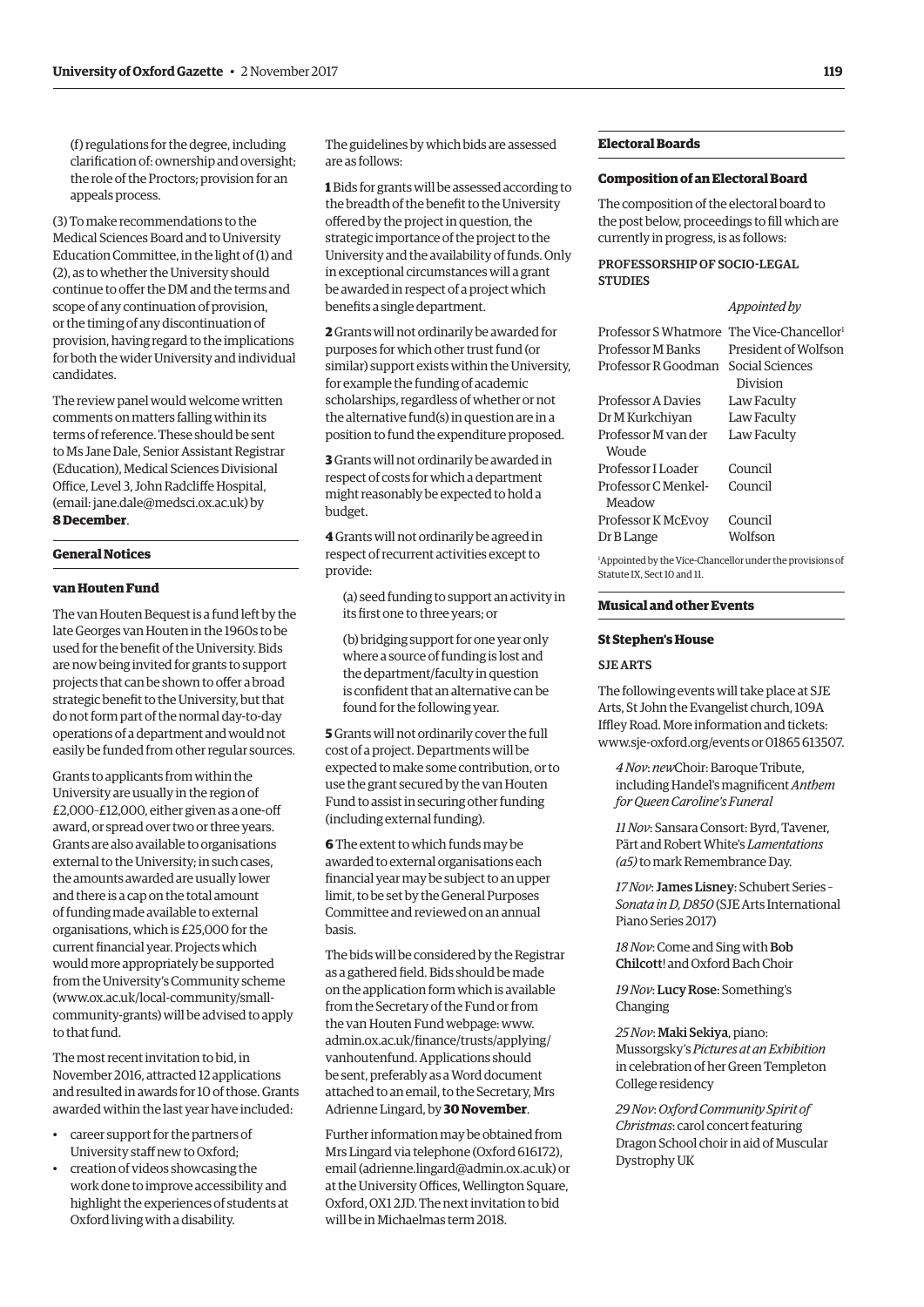(f) regulations for the degree, including clarification of: ownership and oversight; the role of the Proctors; provision for an appeals process.

(3) To make recommendations to the Medical Sciences Board and to University Education Committee, in the light of (1) and (2), as to whether the University should continue to offer the DM and the terms and scope of any continuation of provision, or the timing of any discontinuation of provision, having regard to the implications for both the wider University and individual candidates.

The review panel would welcome written comments on matters falling within its terms of reference. These should be sent to Ms Jane Dale, Senior Assistant Registrar (Education), Medical Sciences Divisional Office, Level 3, John Radcliffe Hospital, (email: jane.dale@medsci.ox.ac.uk) by **8 December**.

## General Notices

### van Houten Fund

The van Houten Bequest is a fund left by the late Georges van Houten in the 1960s to be used for the benefit of the University. Bids are now being invited for grants to support projects that can be shown to offer a broad strategic benefit to the University, but that do not form part of the normal day-to-day operations of a department and would not easily be funded from other regular sources.

Grants to applicants from within the University are usually in the region of £2,000–£12,000, either given as a one-off award, or spread over two or three years. Grants are also available to organisations external to the University; in such cases, the amounts awarded are usually lower and there is a cap on the total amount of funding made available to external organisations, which is £25,000 for the current financial year. Projects which would more appropriately be supported from the University's Community scheme (www.ox.ac.uk/local-community/small-community-grants) will be advised to apply to that fund.

The most recent invitation to bid, in November 2016, attracted 12 applications and resulted in awards for 10 of those. Grants awarded within the last year have included:

- career support for the partners of University staff new to Oxford;
- creation of videos showcasing the work done to improve accessibility and highlight the experiences of students at Oxford living with a disability.

The guidelines by which bids are assessed are as follows:

**1** Bids for grants will be assessed according to the breadth of the benefit to the University offered by the project in question, the strategic importance of the project to the University and the availability of funds. Only in exceptional circumstances will a grant be awarded in respect of a project which benefits a single department.

**2** Grants will not ordinarily be awarded for purposes for which other trust fund (or similar) support exists within the University, for example the funding of academic scholarships, regardless of whether or not the alternative fund(s) in question are in a position to fund the expenditure proposed.

**3** Grants will not ordinarily be awarded in respect of costs for which a department might reasonably be expected to hold a budget.

**4** Grants will not ordinarily be agreed in respect of recurrent activities except to provide:

(a) seed funding to support an activity in its first one to three years; or

(b) bridging support for one year only where a source of funding is lost and the department/faculty in question is confident that an alternative can be found for the following year.

**5** Grants will not ordinarily cover the full cost of a project. Departments will be expected to make some contribution, or to use the grant secured by the van Houten Fund to assist in securing other funding (including external funding).

**6** The extent to which funds may be awarded to external organisations each financial year may be subject to an upper limit, to be set by the General Purposes Committee and reviewed on an annual basis.

The bids will be considered by the Registrar as a gathered field. Bids should be made on the application form which is available from the Secretary of the Fund or from the van Houten Fund webpage: www.admin.ox.ac.uk/finance/trusts/applying/vanhoutenfund. Applications should be sent, preferably as a Word document attached to an email, to the Secretary, Mrs Adrienne Lingard, by **30 November**.

Further information may be obtained from Mrs Lingard via telephone (Oxford 616172), email (adrienne.lingard@admin.ox.ac.uk) or at the University Offices, Wellington Square, Oxford, OX1 2JD. The next invitation to bid will be in Michaelmas term 2018.

## Electoral Boards

### Composition of an Electoral Board

The composition of the electoral board to the post below, proceedings to fill which are currently in progress, is as follows:

PROFESSORSHIP OF SOCIO-LEGAL STUDIES

| | *Appointed by* |
|---|---|
| Professor S Whatmore | The Vice-Chancellor[1] |
| Professor M Banks | President of Wolfson |
| Professor R Goodman | Social Sciences Division |
| Professor A Davies | Law Faculty |
| Dr M Kurkchiyan | Law Faculty |
| Professor M van der Woude | Law Faculty |
| Professor I Loader | Council |
| Professor C Menkel-Meadow | Council |
| Professor K McEvoy | Council |
| Dr B Lange | Wolfson |

[1]Appointed by the Vice-Chancellor under the provisions of Statute IX, Sect 10 and 11.

## Musical and other Events

### St Stephen's House

SJE ARTS

The following events will take place at SJE Arts, St John the Evangelist church, 109A Iffley Road. More information and tickets: www.sje-oxford.org/events or 01865 613507.

*4 Nov*: *new*Choir: Baroque Tribute, including Handel's magnificent *Anthem for Queen Caroline's Funeral*

*11 Nov*: Sansara Consort: Byrd, Tavener, Pärt and Robert White's *Lamentations (a5)* to mark Remembrance Day.

*17 Nov*: **James Lisney**: Schubert Series – *Sonata in D, D850* (SJE Arts International Piano Series 2017)

*18 Nov*: Come and Sing with **Bob Chilcott**! and Oxford Bach Choir

*19 Nov*: **Lucy Rose**: Something's Changing

*25 Nov*: **Maki Sekiya**, piano: Mussorgsky's *Pictures at an Exhibition* in celebration of her Green Templeton College residency

*29 Nov*: *Oxford Community Spirit of Christmas*: carol concert featuring Dragon School choir in aid of Muscular Dystrophy UK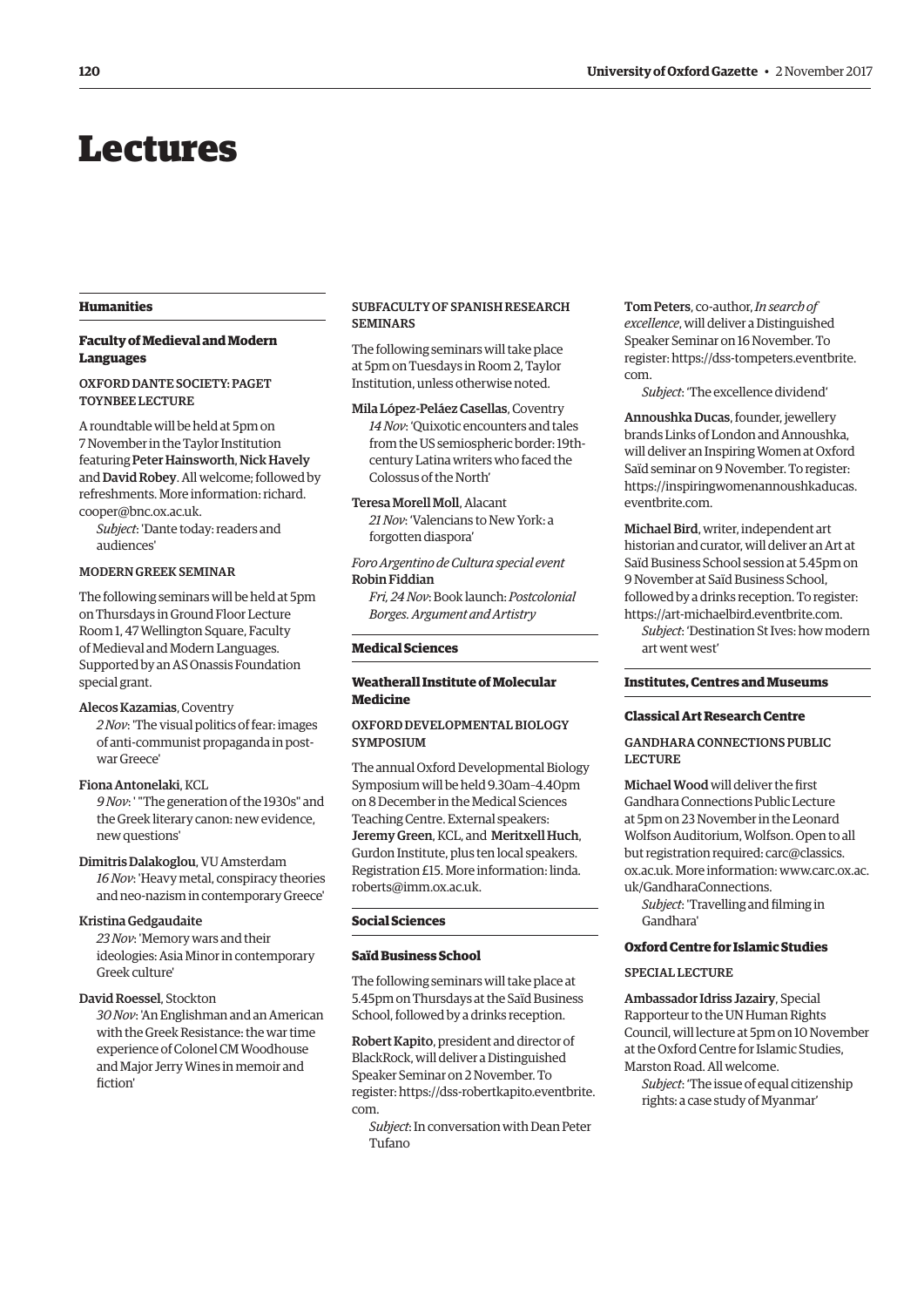# Lectures

## Humanities

### Faculty of Medieval and Modern Languages

#### OXFORD DANTE SOCIETY: PAGET TOYNBEE LECTURE

A roundtable will be held at 5pm on 7 November in the Taylor Institution featuring **Peter Hainsworth**, **Nick Havely** and **David Robey**. All welcome; followed by refreshments. More information: richard.cooper@bnc.ox.ac.uk.

*Subject*: 'Dante today: readers and audiences'

#### MODERN GREEK SEMINAR

The following seminars will be held at 5pm on Thursdays in Ground Floor Lecture Room 1, 47 Wellington Square, Faculty of Medieval and Modern Languages. Supported by an AS Onassis Foundation special grant.

**Alecos Kazamias**, Coventry
*2 Nov*: 'The visual politics of fear: images of anti-communist propaganda in post-war Greece'

**Fiona Antonelaki**, KCL
*9 Nov*: ' "The generation of the 1930s" and the Greek literary canon: new evidence, new questions'

**Dimitris Dalakoglou**, VU Amsterdam
*16 Nov*: 'Heavy metal, conspiracy theories and neo-nazism in contemporary Greece'

**Kristina Gedgaudaite**
*23 Nov*: 'Memory wars and their ideologies: Asia Minor in contemporary Greek culture'

**David Roessel**, Stockton
*30 Nov*: 'An Englishman and an American with the Greek Resistance: the war time experience of Colonel CM Woodhouse and Major Jerry Wines in memoir and fiction'

#### SUBFACULTY OF SPANISH RESEARCH SEMINARS

The following seminars will take place at 5pm on Tuesdays in Room 2, Taylor Institution, unless otherwise noted.

**Mila López-Peláez Casellas**, Coventry
*14 Nov*: 'Quixotic encounters and tales from the US semiospheric border: 19th-century Latina writers who faced the Colossus of the North'

**Teresa Morell Moll**, Alacant
*21 Nov*: 'Valencians to New York: a forgotten diaspora'

*Foro Argentino de Cultura special event*
**Robin Fiddian**
*Fri, 24 Nov*: Book launch: *Postcolonial Borges. Argument and Artistry*

## Medical Sciences

### Weatherall Institute of Molecular Medicine

#### OXFORD DEVELOPMENTAL BIOLOGY SYMPOSIUM

The annual Oxford Developmental Biology Symposium will be held 9.30am–4.40pm on 8 December in the Medical Sciences Teaching Centre. External speakers: **Jeremy Green**, KCL, and **Meritxell Huch**, Gurdon Institute, plus ten local speakers. Registration £15. More information: linda.roberts@imm.ox.ac.uk.

## Social Sciences

### Saïd Business School

The following seminars will take place at 5.45pm on Thursdays at the Saïd Business School, followed by a drinks reception.

**Robert Kapito**, president and director of BlackRock, will deliver a Distinguished Speaker Seminar on 2 November. To register: https://dss-robertkapito.eventbrite.com.

*Subject*: In conversation with Dean Peter Tufano

**Tom Peters**, co-author, *In search of excellence*, will deliver a Distinguished Speaker Seminar on 16 November. To register: https://dss-tompeters.eventbrite.com.

*Subject*: 'The excellence dividend'

**Annoushka Ducas**, founder, jewellery brands Links of London and Annoushka, will deliver an Inspiring Women at Oxford Saïd seminar on 9 November. To register: https://inspiringwomenannoushkaducas.eventbrite.com.

**Michael Bird**, writer, independent art historian and curator, will deliver an Art at Saïd Business School session at 5.45pm on 9 November at Saïd Business School, followed by a drinks reception. To register: https://art-michaelbird.eventbrite.com.

*Subject*: 'Destination St Ives: how modern art went west'

## Institutes, Centres and Museums

### Classical Art Research Centre

#### GANDHARA CONNECTIONS PUBLIC LECTURE

**Michael Wood** will deliver the first Gandhara Connections Public Lecture at 5pm on 23 November in the Leonard Wolfson Auditorium, Wolfson. Open to all but registration required: carc@classics.ox.ac.uk. More information: www.carc.ox.ac.uk/GandharaConnections.

*Subject*: 'Travelling and filming in Gandhara'

### Oxford Centre for Islamic Studies

#### SPECIAL LECTURE

**Ambassador Idriss Jazairy**, Special Rapporteur to the UN Human Rights Council, will lecture at 5pm on 10 November at the Oxford Centre for Islamic Studies, Marston Road. All welcome.

*Subject*: 'The issue of equal citizenship rights: a case study of Myanmar'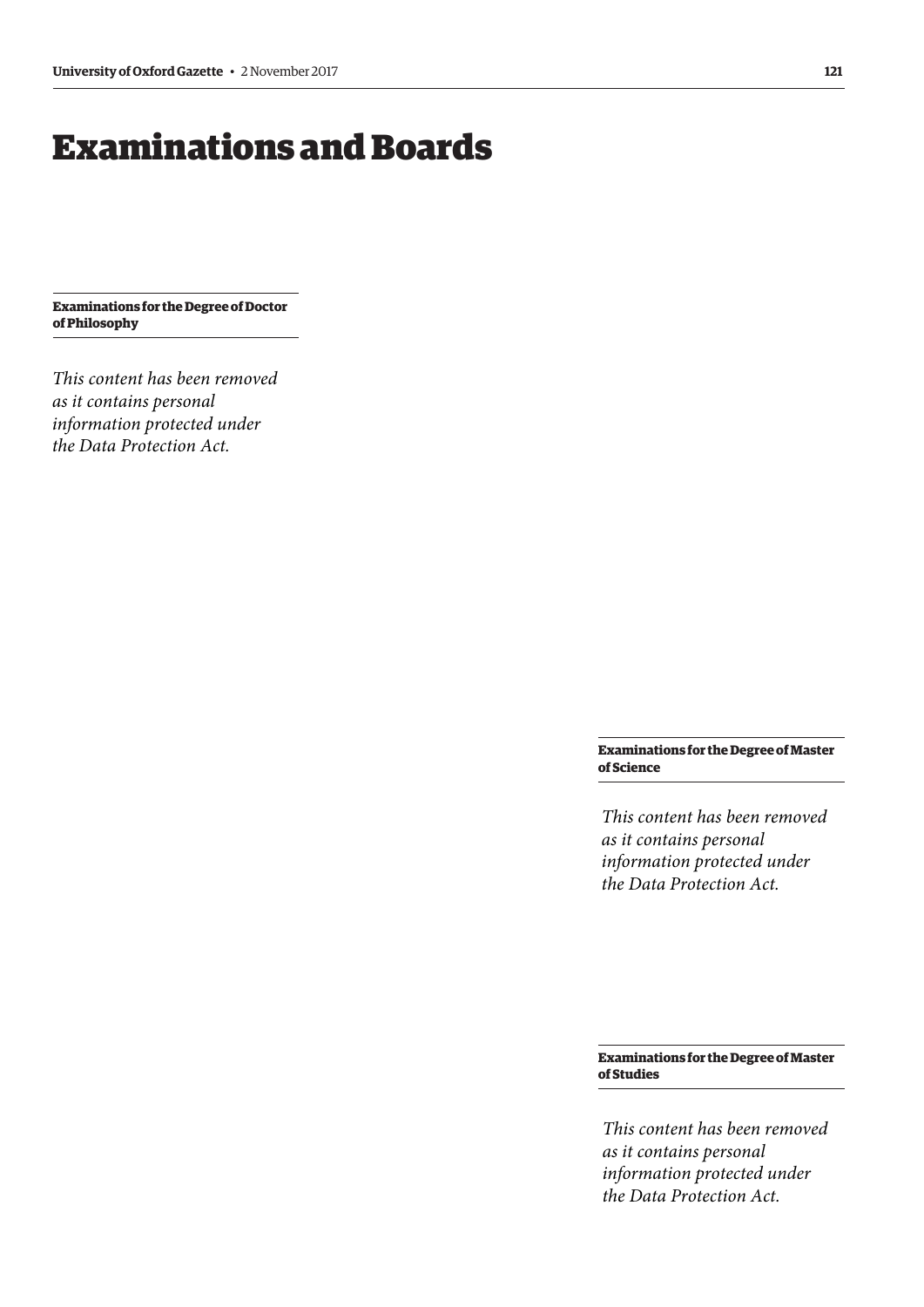# Examinations and Boards

### Examinations for the Degree of Doctor of Philosophy

*This content has been removed as it contains personal information protected under the Data Protection Act.*

### Examinations for the Degree of Master of Science

*This content has been removed as it contains personal information protected under the Data Protection Act.*

### Examinations for the Degree of Master of Studies

*This content has been removed as it contains personal information protected under the Data Protection Act.*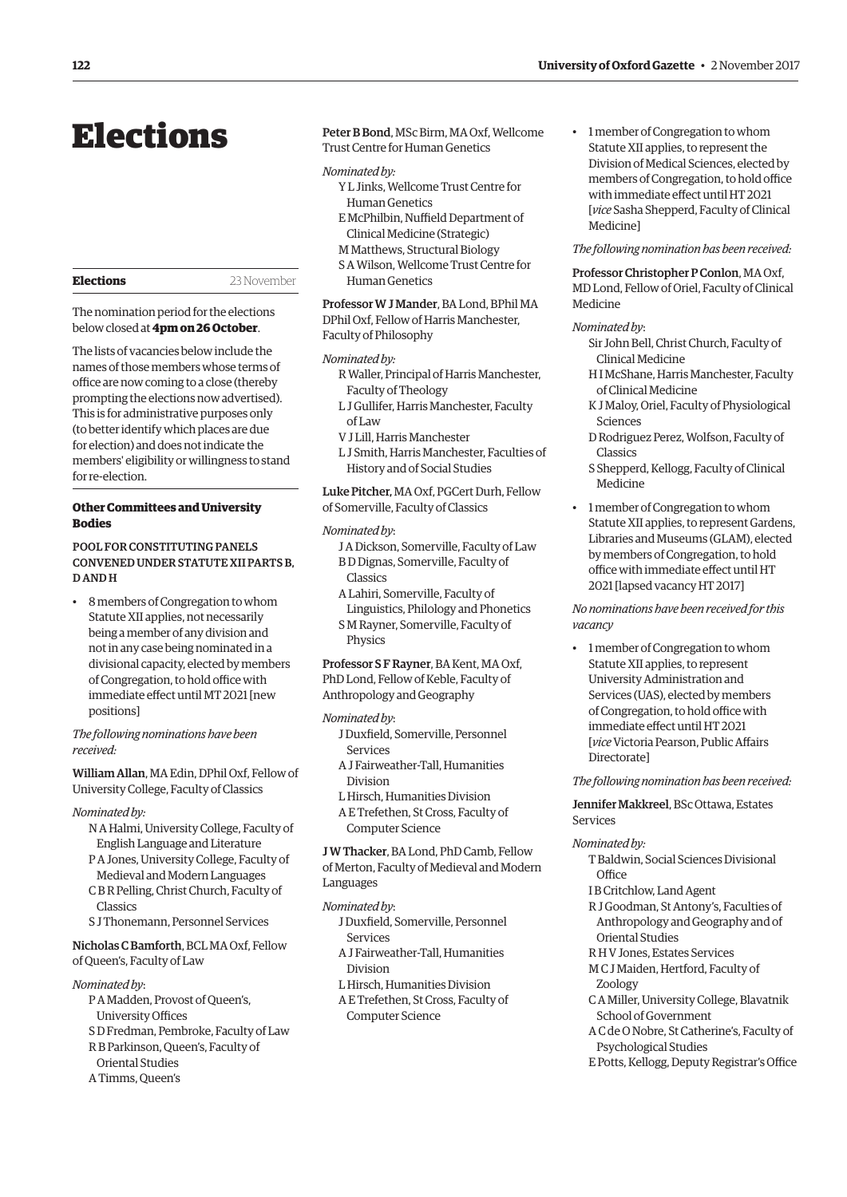# Elections

**Elections** 23 November

The nomination period for the elections below closed at **4pm on 26 October**.

The lists of vacancies below include the names of those members whose terms of office are now coming to a close (thereby prompting the elections now advertised). This is for administrative purposes only (to better identify which places are due for election) and does not indicate the members' eligibility or willingness to stand for re-election.

### Other Committees and University Bodies

#### POOL FOR CONSTITUTING PANELS CONVENED UNDER STATUTE XII PARTS B, D AND H

- 8 members of Congregation to whom Statute XII applies, not necessarily being a member of any division and not in any case being nominated in a divisional capacity, elected by members of Congregation, to hold office with immediate effect until MT 2021 [new positions]

*The following nominations have been received:*

**William Allan**, MA Edin, DPhil Oxf, Fellow of University College, Faculty of Classics

*Nominated by:*

N A Halmi, University College, Faculty of English Language and Literature
P A Jones, University College, Faculty of Medieval and Modern Languages
C B R Pelling, Christ Church, Faculty of Classics
S J Thonemann, Personnel Services

**Nicholas C Bamforth**, BCL MA Oxf, Fellow of Queen's, Faculty of Law

*Nominated by*:

P A Madden, Provost of Queen's, University Offices
S D Fredman, Pembroke, Faculty of Law
R B Parkinson, Queen's, Faculty of Oriental Studies
A Timms, Queen's

**Peter B Bond**, MSc Birm, MA Oxf, Wellcome Trust Centre for Human Genetics

*Nominated by:*

Y L Jinks, Wellcome Trust Centre for Human Genetics
E McPhilbin, Nuffield Department of Clinical Medicine (Strategic)
M Matthews, Structural Biology
S A Wilson, Wellcome Trust Centre for Human Genetics

**Professor W J Mander**, BA Lond, BPhil MA DPhil Oxf, Fellow of Harris Manchester, Faculty of Philosophy

*Nominated by:*

R Waller, Principal of Harris Manchester, Faculty of Theology
L J Gullifer, Harris Manchester, Faculty of Law
V J Lill, Harris Manchester
L J Smith, Harris Manchester, Faculties of History and of Social Studies

**Luke Pitcher**, MA Oxf, PGCert Durh, Fellow of Somerville, Faculty of Classics

*Nominated by*:

J A Dickson, Somerville, Faculty of Law
B D Dignas, Somerville, Faculty of Classics
A Lahiri, Somerville, Faculty of Linguistics, Philology and Phonetics
S M Rayner, Somerville, Faculty of Physics

**Professor S F Rayner**, BA Kent, MA Oxf, PhD Lond, Fellow of Keble, Faculty of Anthropology and Geography

*Nominated by*:

J Duxfield, Somerville, Personnel Services
A J Fairweather-Tall, Humanities Division
L Hirsch, Humanities Division
A E Trefethen, St Cross, Faculty of Computer Science

**J W Thacker**, BA Lond, PhD Camb, Fellow of Merton, Faculty of Medieval and Modern Languages

*Nominated by*:

J Duxfield, Somerville, Personnel Services
A J Fairweather-Tall, Humanities Division
L Hirsch, Humanities Division
A E Trefethen, St Cross, Faculty of Computer Science

- 1 member of Congregation to whom Statute XII applies, to represent the Division of Medical Sciences, elected by members of Congregation, to hold office with immediate effect until HT 2021 [*vice* Sasha Shepperd, Faculty of Clinical Medicine]

*The following nomination has been received:*

**Professor Christopher P Conlon**, MA Oxf, MD Lond, Fellow of Oriel, Faculty of Clinical Medicine

*Nominated by*:

Sir John Bell, Christ Church, Faculty of Clinical Medicine
H I McShane, Harris Manchester, Faculty of Clinical Medicine
K J Maloy, Oriel, Faculty of Physiological Sciences
D Rodriguez Perez, Wolfson, Faculty of Classics
S Shepperd, Kellogg, Faculty of Clinical Medicine

- 1 member of Congregation to whom Statute XII applies, to represent Gardens, Libraries and Museums (GLAM), elected by members of Congregation, to hold office with immediate effect until HT 2021 [lapsed vacancy HT 2017]

*No nominations have been received for this vacancy*

- 1 member of Congregation to whom Statute XII applies, to represent University Administration and Services (UAS), elected by members of Congregation, to hold office with immediate effect until HT 2021 [*vice* Victoria Pearson, Public Affairs Directorate]

*The following nomination has been received:*

**Jennifer Makkreel**, BSc Ottawa, Estates Services

*Nominated by:*

T Baldwin, Social Sciences Divisional Office
I B Critchlow, Land Agent
R J Goodman, St Antony's, Faculties of Anthropology and Geography and of Oriental Studies
R H V Jones, Estates Services
M C J Maiden, Hertford, Faculty of Zoology
C A Miller, University College, Blavatnik School of Government
A C de O Nobre, St Catherine's, Faculty of Psychological Studies
E Potts, Kellogg, Deputy Registrar's Office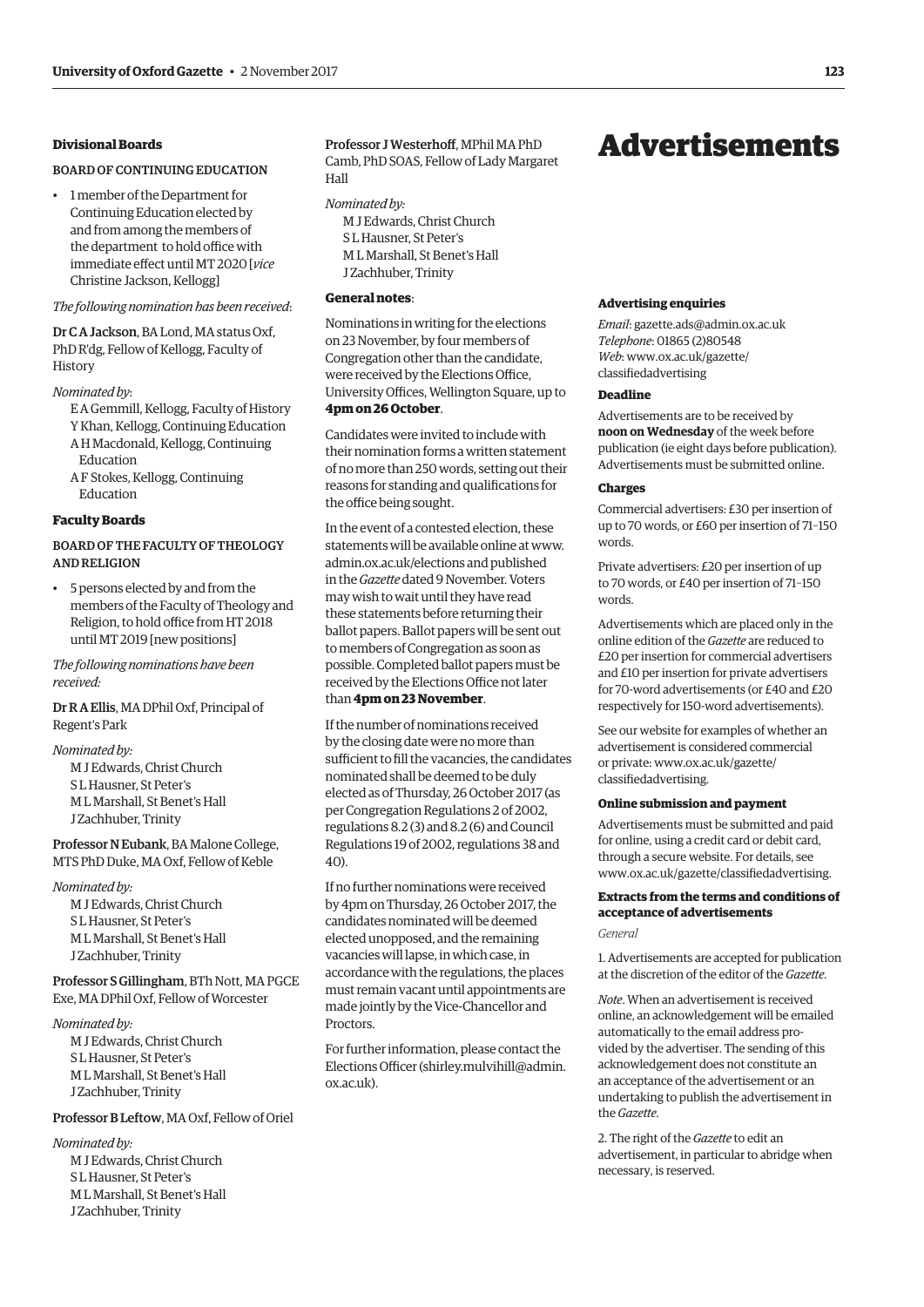#### Divisional Boards

BOARD OF CONTINUING EDUCATION

- 1 member of the Department for Continuing Education elected by and from among the members of the department to hold office with immediate effect until MT 2020 [*vice* Christine Jackson, Kellogg]

*The following nomination has been received*:

**Dr C A Jackson**, BA Lond, MA status Oxf, PhD R'dg, Fellow of Kellogg, Faculty of History

*Nominated by*:

E A Gemmill, Kellogg, Faculty of History
Y Khan, Kellogg, Continuing Education
A H Macdonald, Kellogg, Continuing Education
A F Stokes, Kellogg, Continuing Education

#### Faculty Boards

BOARD OF THE FACULTY OF THEOLOGY AND RELIGION

- 5 persons elected by and from the members of the Faculty of Theology and Religion, to hold office from HT 2018 until MT 2019 [new positions]

*The following nominations have been received:*

**Dr R A Ellis**, MA DPhil Oxf, Principal of Regent's Park

*Nominated by:*

M J Edwards, Christ Church
S L Hausner, St Peter's
M L Marshall, St Benet's Hall
J Zachhuber, Trinity

**Professor N Eubank**, BA Malone College, MTS PhD Duke, MA Oxf, Fellow of Keble

*Nominated by:*

M J Edwards, Christ Church
S L Hausner, St Peter's
M L Marshall, St Benet's Hall
J Zachhuber, Trinity

**Professor S Gillingham**, BTh Nott, MA PGCE Exe, MA DPhil Oxf, Fellow of Worcester

*Nominated by:*

M J Edwards, Christ Church
S L Hausner, St Peter's
M L Marshall, St Benet's Hall
J Zachhuber, Trinity

**Professor B Leftow**, MA Oxf, Fellow of Oriel

*Nominated by:*

M J Edwards, Christ Church
S L Hausner, St Peter's
M L Marshall, St Benet's Hall
J Zachhuber, Trinity

**Professor J Westerhoff**, MPhil MA PhD Camb, PhD SOAS, Fellow of Lady Margaret Hall

*Nominated by:*

M J Edwards, Christ Church
S L Hausner, St Peter's
M L Marshall, St Benet's Hall
J Zachhuber, Trinity

#### General notes:

Nominations in writing for the elections on 23 November, by four members of Congregation other than the candidate, were received by the Elections Office, University Offices, Wellington Square, up to **4pm on 26 October**.

Candidates were invited to include with their nomination forms a written statement of no more than 250 words, setting out their reasons for standing and qualifications for the office being sought.

In the event of a contested election, these statements will be available online at www.admin.ox.ac.uk/elections and published in the *Gazette* dated 9 November. Voters may wish to wait until they have read these statements before returning their ballot papers. Ballot papers will be sent out to members of Congregation as soon as possible. Completed ballot papers must be received by the Elections Office not later than **4pm on 23 November**.

If the number of nominations received by the closing date were no more than sufficient to fill the vacancies, the candidates nominated shall be deemed to be duly elected as of Thursday, 26 October 2017 (as per Congregation Regulations 2 of 2002, regulations 8.2 (3) and 8.2 (6) and Council Regulations 19 of 2002, regulations 38 and 40).

If no further nominations were received by 4pm on Thursday, 26 October 2017, the candidates nominated will be deemed elected unopposed, and the remaining vacancies will lapse, in which case, in accordance with the regulations, the places must remain vacant until appointments are made jointly by the Vice-Chancellor and Proctors.

For further information, please contact the Elections Officer (shirley.mulvihill@admin.ox.ac.uk).

# Advertisements

#### Advertising enquiries

*Email*: gazette.ads@admin.ox.ac.uk
*Telephone*: 01865 (2)80548
*Web*: www.ox.ac.uk/gazette/classifiedadvertising

#### Deadline

Advertisements are to be received by **noon on Wednesday** of the week before publication (ie eight days before publication). Advertisements must be submitted online.

#### Charges

Commercial advertisers: £30 per insertion of up to 70 words, or £60 per insertion of 71–150 words.

Private advertisers: £20 per insertion of up to 70 words, or £40 per insertion of 71–150 words.

Advertisements which are placed only in the online edition of the *Gazette* are reduced to £20 per insertion for commercial advertisers and £10 per insertion for private advertisers for 70-word advertisements (or £40 and £20 respectively for 150-word advertisements).

See our website for examples of whether an advertisement is considered commercial or private: www.ox.ac.uk/gazette/classifiedadvertising.

#### Online submission and payment

Advertisements must be submitted and paid for online, using a credit card or debit card, through a secure website. For details, see www.ox.ac.uk/gazette/classifiedadvertising.

#### Extracts from the terms and conditions of acceptance of advertisements

*General*

1. Advertisements are accepted for publication at the discretion of the editor of the *Gazette*.

*Note*. When an advertisement is received online, an acknowledgement will be emailed automatically to the email address provided by the advertiser. The sending of this acknowledgement does not constitute an an acceptance of the advertisement or an undertaking to publish the advertisement in the *Gazette*.

2. The right of the *Gazette* to edit an advertisement, in particular to abridge when necessary, is reserved.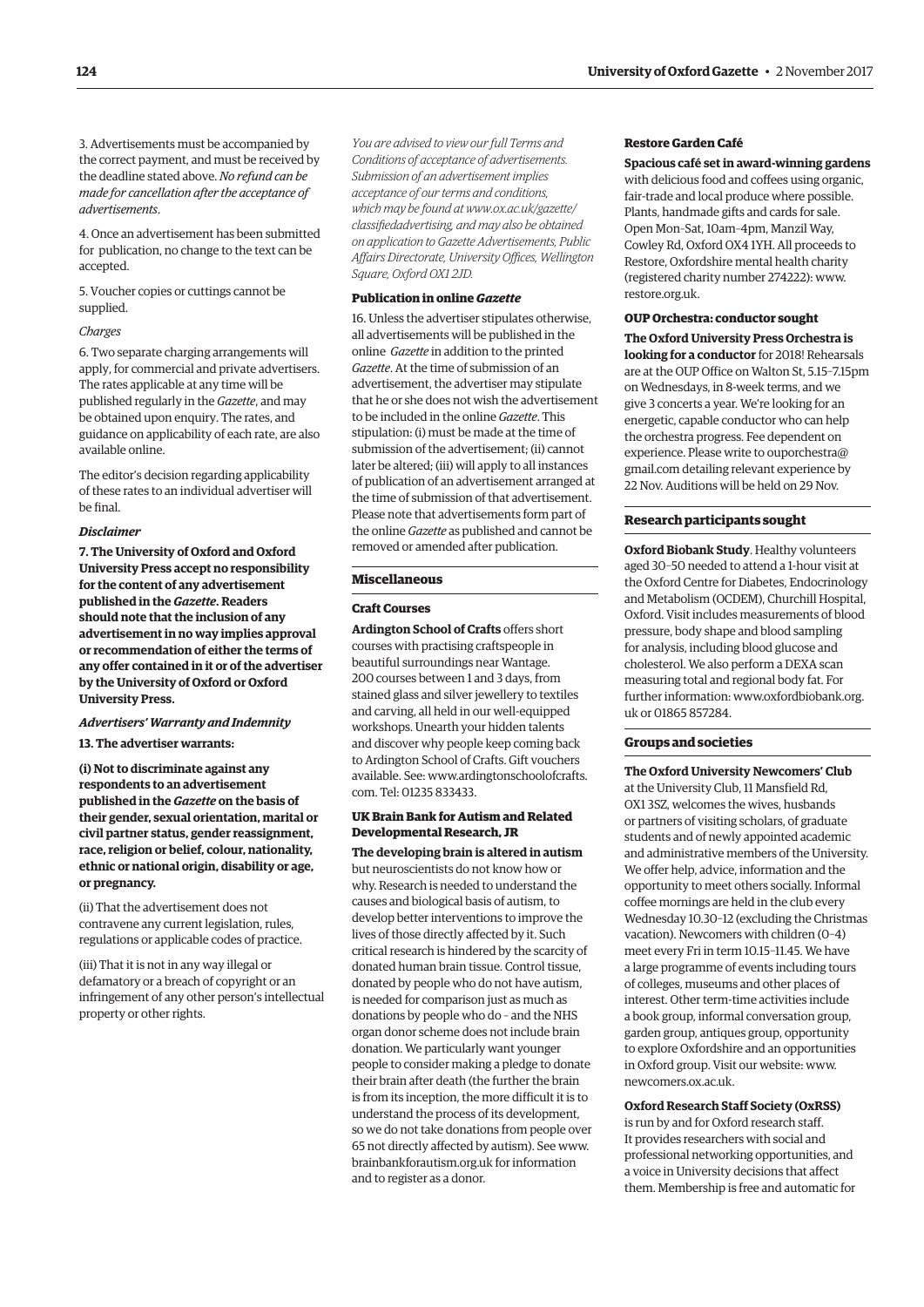3. Advertisements must be accompanied by the correct payment, and must be received by the deadline stated above. *No refund can be made for cancellation after the acceptance of advertisements*.

4. Once an advertisement has been submitted for publication, no change to the text can be accepted.

5. Voucher copies or cuttings cannot be supplied.

*Charges*

6. Two separate charging arrangements will apply, for commercial and private advertisers. The rates applicable at any time will be published regularly in the *Gazette*, and may be obtained upon enquiry. The rates, and guidance on applicability of each rate, are also available online.

The editor's decision regarding applicability of these rates to an individual advertiser will be final.

***Disclaimer***

**7. The University of Oxford and Oxford University Press accept no responsibility for the content of any advertisement published in the *Gazette*. Readers should note that the inclusion of any advertisement in no way implies approval or recommendation of either the terms of any offer contained in it or of the advertiser by the University of Oxford or Oxford University Press.**

***Advertisers' Warranty and Indemnity***

**13. The advertiser warrants:**

**(i) Not to discriminate against any respondents to an advertisement published in the *Gazette* on the basis of their gender, sexual orientation, marital or civil partner status, gender reassignment, race, religion or belief, colour, nationality, ethnic or national origin, disability or age, or pregnancy.**

(ii) That the advertisement does not contravene any current legislation, rules, regulations or applicable codes of practice.

(iii) That it is not in any way illegal or defamatory or a breach of copyright or an infringement of any other person's intellectual property or other rights.

*You are advised to view our full Terms and Conditions of acceptance of advertisements. Submission of an advertisement implies acceptance of our terms and conditions, which may be found at www.ox.ac.uk/gazette/classifiedadvertising, and may also be obtained on application to Gazette Advertisements, Public Affairs Directorate, University Offices, Wellington Square, Oxford OX1 2JD.*

**Publication in online *Gazette***

16. Unless the advertiser stipulates otherwise, all advertisements will be published in the online *Gazette* in addition to the printed *Gazette*. At the time of submission of an advertisement, the advertiser may stipulate that he or she does not wish the advertisement to be included in the online *Gazette*. This stipulation: (i) must be made at the time of submission of the advertisement; (ii) cannot later be altered; (iii) will apply to all instances of publication of an advertisement arranged at the time of submission of that advertisement. Please note that advertisements form part of the online *Gazette* as published and cannot be removed or amended after publication.

## Miscellaneous

**Craft Courses**

**Ardington School of Crafts** offers short courses with practising craftspeople in beautiful surroundings near Wantage. 200 courses between 1 and 3 days, from stained glass and silver jewellery to textiles and carving, all held in our well-equipped workshops. Unearth your hidden talents and discover why people keep coming back to Ardington School of Crafts. Gift vouchers available. See: www.ardingtonschoolofcrafts.com. Tel: 01235 833433.

**UK Brain Bank for Autism and Related Developmental Research, JR**

**The developing brain is altered in autism** but neuroscientists do not know how or why. Research is needed to understand the causes and biological basis of autism, to develop better interventions to improve the lives of those directly affected by it. Such critical research is hindered by the scarcity of donated human brain tissue. Control tissue, donated by people who do not have autism, is needed for comparison just as much as donations by people who do – and the NHS organ donor scheme does not include brain donation. We particularly want younger people to consider making a pledge to donate their brain after death (the further the brain is from its inception, the more difficult it is to understand the process of its development, so we do not take donations from people over 65 not directly affected by autism). See www.brainbankforautism.org.uk for information and to register as a donor.

**Restore Garden Café**

**Spacious café set in award-winning gardens** with delicious food and coffees using organic, fair-trade and local produce where possible. Plants, handmade gifts and cards for sale. Open Mon–Sat, 10am–4pm, Manzil Way, Cowley Rd, Oxford OX4 1YH. All proceeds to Restore, Oxfordshire mental health charity (registered charity number 274222): www.restore.org.uk.

**OUP Orchestra: conductor sought**

**The Oxford University Press Orchestra is looking for a conductor** for 2018! Rehearsals are at the OUP Office on Walton St, 5.15–7.15pm on Wednesdays, in 8-week terms, and we give 3 concerts a year. We're looking for an energetic, capable conductor who can help the orchestra progress. Fee dependent on experience. Please write to ouporchestra@gmail.com detailing relevant experience by 22 Nov. Auditions will be held on 29 Nov.

## Research participants sought

**Oxford Biobank Study**. Healthy volunteers aged 30–50 needed to attend a 1-hour visit at the Oxford Centre for Diabetes, Endocrinology and Metabolism (OCDEM), Churchill Hospital, Oxford. Visit includes measurements of blood pressure, body shape and blood sampling for analysis, including blood glucose and cholesterol. We also perform a DEXA scan measuring total and regional body fat. For further information: www.oxfordbiobank.org.uk or 01865 857284.

## Groups and societies

**The Oxford University Newcomers' Club** at the University Club, 11 Mansfield Rd, OX1 3SZ, welcomes the wives, husbands or partners of visiting scholars, of graduate students and of newly appointed academic and administrative members of the University. We offer help, advice, information and the opportunity to meet others socially. Informal coffee mornings are held in the club every Wednesday 10.30–12 (excluding the Christmas vacation). Newcomers with children (0–4) meet every Fri in term 10.15–11.45. We have a large programme of events including tours of colleges, museums and other places of interest. Other term-time activities include a book group, informal conversation group, garden group, antiques group, opportunity to explore Oxfordshire and an opportunities in Oxford group. Visit our website: www.newcomers.ox.ac.uk.

**Oxford Research Staff Society (OxRSS)** is run by and for Oxford research staff. It provides researchers with social and professional networking opportunities, and a voice in University decisions that affect them. Membership is free and automatic for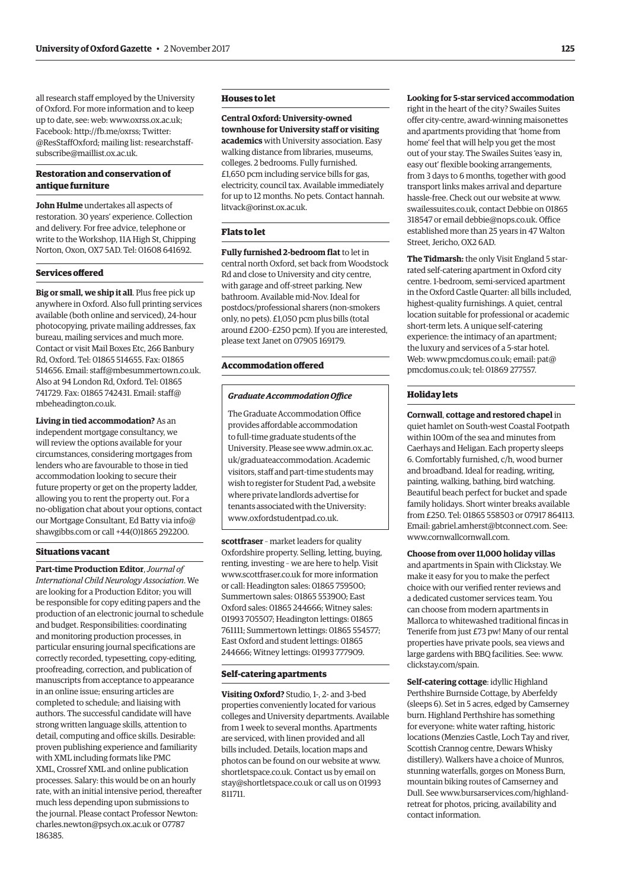all research staff employed by the University of Oxford. For more information and to keep up to date, see: web: www.oxrss.ox.ac.uk; Facebook: http://fb.me/oxrss; Twitter: @ResStaffOxford; mailing list: researchstaff-subscribe@maillist.ox.ac.uk.

### Restoration and conservation of antique furniture

**John Hulme** undertakes all aspects of restoration. 30 years' experience. Collection and delivery. For free advice, telephone or write to the Workshop, 11A High St, Chipping Norton, Oxon, OX7 5AD. Tel: 01608 641692.

### Services offered

**Big or small, we ship it all**. Plus free pick up anywhere in Oxford. Also full printing services available (both online and serviced), 24-hour photocopying, private mailing addresses, fax bureau, mailing services and much more. Contact or visit Mail Boxes Etc, 266 Banbury Rd, Oxford. Tel: 01865 514655. Fax: 01865 514656. Email: staff@mbesummertown.co.uk. Also at 94 London Rd, Oxford. Tel: 01865 741729. Fax: 01865 742431. Email: staff@mbeheadington.co.uk.

**Living in tied accommodation?** As an independent mortgage consultancy, we will review the options available for your circumstances, considering mortgages from lenders who are favourable to those in tied accommodation looking to secure their future property or get on the property ladder, allowing you to rent the property out. For a no-obligation chat about your options, contact our Mortgage Consultant, Ed Batty via info@shawgibbs.com or call +44(0)1865 292200.

### Situations vacant

**Part-time Production Editor**, *Journal of International Child Neurology Association*. We are looking for a Production Editor; you will be responsible for copy editing papers and the production of an electronic journal to schedule and budget. Responsibilities: coordinating and monitoring production processes, in particular ensuring journal specifications are correctly recorded, typesetting, copy-editing, proofreading, correction, and publication of manuscripts from acceptance to appearance in an online issue; ensuring articles are completed to schedule; and liaising with authors. The successful candidate will have strong written language skills, attention to detail, computing and office skills. Desirable: proven publishing experience and familiarity with XML including formats like PMC XML, Crossref XML and online publication processes. Salary: this would be on an hourly rate, with an initial intensive period, thereafter much less depending upon submissions to the journal. Please contact Professor Newton: charles.newton@psych.ox.ac.uk or 07787 186385.

### Houses to let

**Central Oxford: University-owned townhouse for University staff or visiting academics** with University association. Easy walking distance from libraries, museums, colleges. 2 bedrooms. Fully furnished. £1,650 pcm including service bills for gas, electricity, council tax. Available immediately for up to 12 months. No pets. Contact hannah.litvack@orinst.ox.ac.uk.

### Flats to let

**Fully furnished 2-bedroom flat** to let in central north Oxford, set back from Woodstock Rd and close to University and city centre, with garage and off-street parking. New bathroom. Available mid-Nov. Ideal for postdocs/professional sharers (non-smokers only, no pets). £1,050 pcm plus bills (total around £200–£250 pcm). If you are interested, please text Janet on 07905 169179.

### Accommodation offered

***Graduate Accommodation Office***

The Graduate Accommodation Office provides affordable accommodation to full-time graduate students of the University. Please see www.admin.ox.ac.uk/graduateaccommodation. Academic visitors, staff and part-time students may wish to register for Student Pad, a website where private landlords advertise for tenants associated with the University: www.oxfordstudentpad.co.uk.

**scottfraser** – market leaders for quality Oxfordshire property. Selling, letting, buying, renting, investing – we are here to help. Visit www.scottfraser.co.uk for more information or call: Headington sales: 01865 759500; Summertown sales: 01865 553900; East Oxford sales: 01865 244666; Witney sales: 01993 705507; Headington lettings: 01865 761111; Summertown lettings: 01865 554577; East Oxford and student lettings: 01865 244666; Witney lettings: 01993 777909.

### Self-catering apartments

**Visiting Oxford?** Studio, 1-, 2- and 3-bed properties conveniently located for various colleges and University departments. Available from 1 week to several months. Apartments are serviced, with linen provided and all bills included. Details, location maps and photos can be found on our website at www.shortletspace.co.uk. Contact us by email on stay@shortletspace.co.uk or call us on 01993 811711.

**Looking for 5-star serviced accommodation** right in the heart of the city? Swailes Suites offer city-centre, award-winning maisonettes and apartments providing that 'home from home' feel that will help you get the most out of your stay. The Swailes Suites 'easy in, easy out' flexible booking arrangements, from 3 days to 6 months, together with good transport links makes arrival and departure hassle-free. Check out our website at www.swailessuites.co.uk, contact Debbie on 01865 318547 or email debbie@nops.co.uk. Office established more than 25 years in 47 Walton Street, Jericho, OX2 6AD.

**The Tidmarsh:** the only Visit England 5 star-rated self-catering apartment in Oxford city centre. 1-bedroom, semi-serviced apartment in the Oxford Castle Quarter: all bills included, highest-quality furnishings. A quiet, central location suitable for professional or academic short-term lets. A unique self-catering experience: the intimacy of an apartment; the luxury and services of a 5-star hotel. Web: www.pmcdomus.co.uk; email: pat@pmcdomus.co.uk; tel: 01869 277557.

### Holiday lets

**Cornwall**, **cottage and restored chapel** in quiet hamlet on South-west Coastal Footpath within 100m of the sea and minutes from Caerhays and Heligan. Each property sleeps 6. Comfortably furnished, c/h, wood burner and broadband. Ideal for reading, writing, painting, walking, bathing, bird watching. Beautiful beach perfect for bucket and spade family holidays. Short winter breaks available from £250. Tel: 01865 558503 or 07917 864113. Email: gabriel.amherst@btconnect.com. See: www.cornwallcornwall.com.

**Choose from over 11,000 holiday villas** and apartments in Spain with Clickstay. We make it easy for you to make the perfect choice with our verified renter reviews and a dedicated customer services team. You can choose from modern apartments in Mallorca to whitewashed traditional fincas in Tenerife from just £73 pw! Many of our rental properties have private pools, sea views and large gardens with BBQ facilities. See: www.clickstay.com/spain.

**Self-catering cottage**: idyllic Highland Perthshire Burnside Cottage, by Aberfeldy (sleeps 6). Set in 5 acres, edged by Camserney burn. Highland Perthshire has something for everyone: white water rafting, historic locations (Menzies Castle, Loch Tay and river, Scottish Crannog centre, Dewars Whisky distillery). Walkers have a choice of Munros, stunning waterfalls, gorges on Moness Burn, mountain biking routes of Camserney and Dull. See www.bursarservices.com/highland-retreat for photos, pricing, availability and contact information.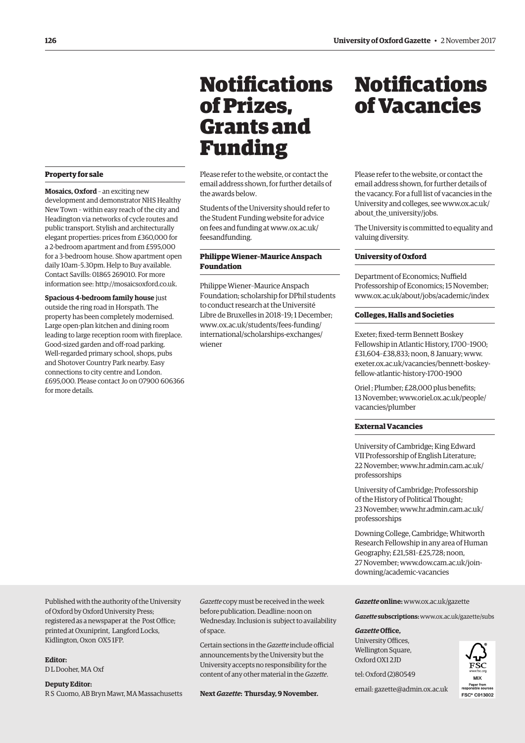## Property for sale

**Mosaics, Oxford** – an exciting new development and demonstrator NHS Healthy New Town – within easy reach of the city and Headington via networks of cycle routes and public transport. Stylish and architecturally elegant properties: prices from £360,000 for a 2-bedroom apartment and from £595,000 for a 3-bedroom house. Show apartment open daily 10am–5.30pm. Help to Buy available. Contact Savills: 01865 269010. For more information see: http://mosaicsoxford.co.uk.

**Spacious 4-bedroom family house** just outside the ring road in Horspath. The property has been completely modernised. Large open-plan kitchen and dining room leading to large reception room with fireplace. Good-sized garden and off-road parking. Well-regarded primary school, shops, pubs and Shotover Country Park nearby. Easy connections to city centre and London. £695,000. Please contact Jo on 07900 606366 for more details.

# Notifications of Prizes, Grants and Funding

Please refer to the website, or contact the email address shown, for further details of the awards below.

Students of the University should refer to the Student Funding website for advice on fees and funding at www.ox.ac.uk/feesandfunding.

## Philippe Wiener–Maurice Anspach Foundation

Philippe Wiener–Maurice Anspach Foundation; scholarship for DPhil students to conduct research at the Université Libre de Bruxelles in 2018–19; 1 December; www.ox.ac.uk/students/fees-funding/international/scholarships-exchanges/wiener

# Notifications of Vacancies

Please refer to the website, or contact the email address shown, for further details of the vacancy. For a full list of vacancies in the University and colleges, see www.ox.ac.uk/about_the_university/jobs.

The University is committed to equality and valuing diversity.

## University of Oxford

Department of Economics; Nuffield Professorship of Economics; 15 November; www.ox.ac.uk/about/jobs/academic/index

## Colleges, Halls and Societies

Exeter; fixed-term Bennett Boskey Fellowship in Atlantic History, 1700–1900; £31,604–£38,833; noon, 8 January; www.exeter.ox.ac.uk/vacancies/bennett-boskey-fellow-atlantic-history-1700-1900

Oriel ; Plumber; £28,000 plus benefits; 13 November; www.oriel.ox.ac.uk/people/vacancies/plumber

## External Vacancies

University of Cambridge; King Edward VII Professorship of English Literature; 22 November; www.hr.admin.cam.ac.uk/professorships

University of Cambridge; Professorship of the History of Political Thought; 23 November; www.hr.admin.cam.ac.uk/professorships

Downing College, Cambridge; Whitworth Research Fellowship in any area of Human Geography; £21,581–£25,728; noon, 27 November; www.dow.cam.ac.uk/join-downing/academic-vacancies

---

Published with the authority of the University of Oxford by Oxford University Press; registered as a newspaper at the Post Office; printed at Oxuniprint, Langford Locks, Kidlington, Oxon OX5 1FP.

**Editor:**
D L Dooher, MA Oxf

**Deputy Editor:**
R S Cuomo, AB Bryn Mawr, MA Massachusetts

*Gazette* copy must be received in the week before publication. Deadline: noon on Wednesday. Inclusion is subject to availability of space.

Certain sections in the *Gazette* include official announcements by the University but the University accepts no responsibility for the content of any other material in the *Gazette*.

**Next *Gazette*: Thursday, 9 November.**

***Gazette* online:** www.ox.ac.uk/gazette

***Gazette* subscriptions:** www.ox.ac.uk/gazette/subs

***Gazette* Office,**
University Offices,
Wellington Square,
Oxford OX1 2JD

tel: Oxford (2)80549

email: gazette@admin.ox.ac.uk

FSC www.fsc.org MIX Paper from responsible sources FSC® C013002